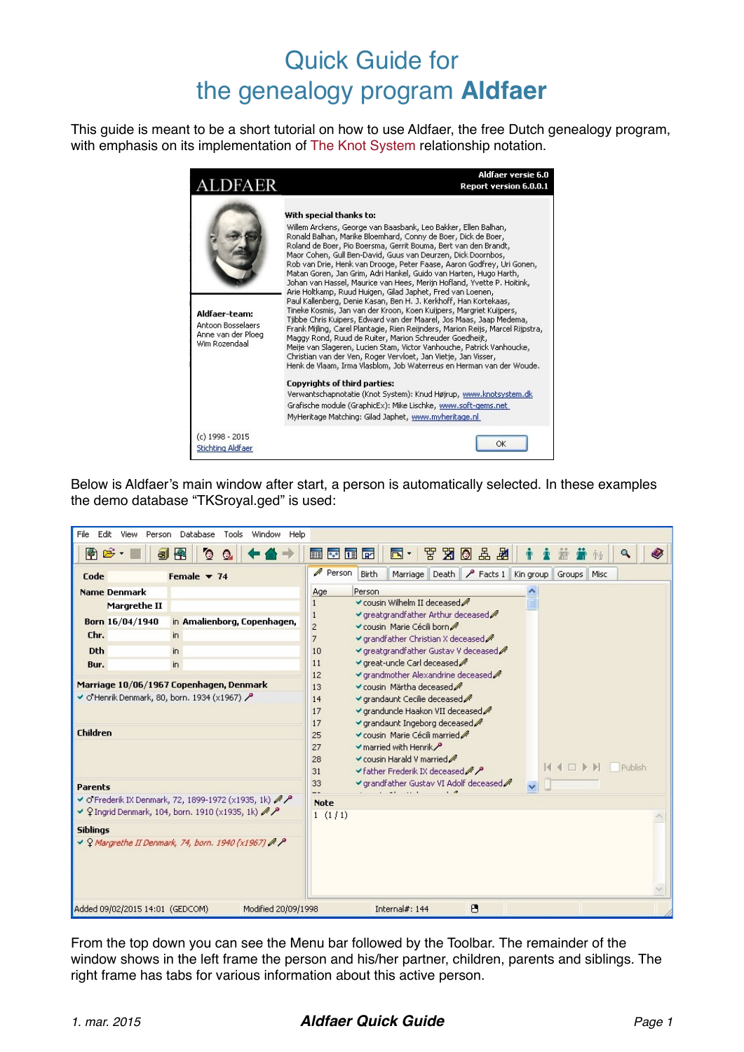# Quick Guide for the genealogy program **Aldfaer**

This guide is meant to be a short tutorial on how to use Aldfaer, the free Dutch genealogy program, with emphasis on its implementation of The Knot System relationship notation.

Below is Aldfaer's main window after start, a person is automatically selected. In these examples the demo database "TKSroyal.ged" is used:

From the top down you can see the Menu bar followed by the Toolbar. The remainder of the window shows in the left frame the person and his/her partner, children, parents and siblings. The right frame has tabs for various information about this active person.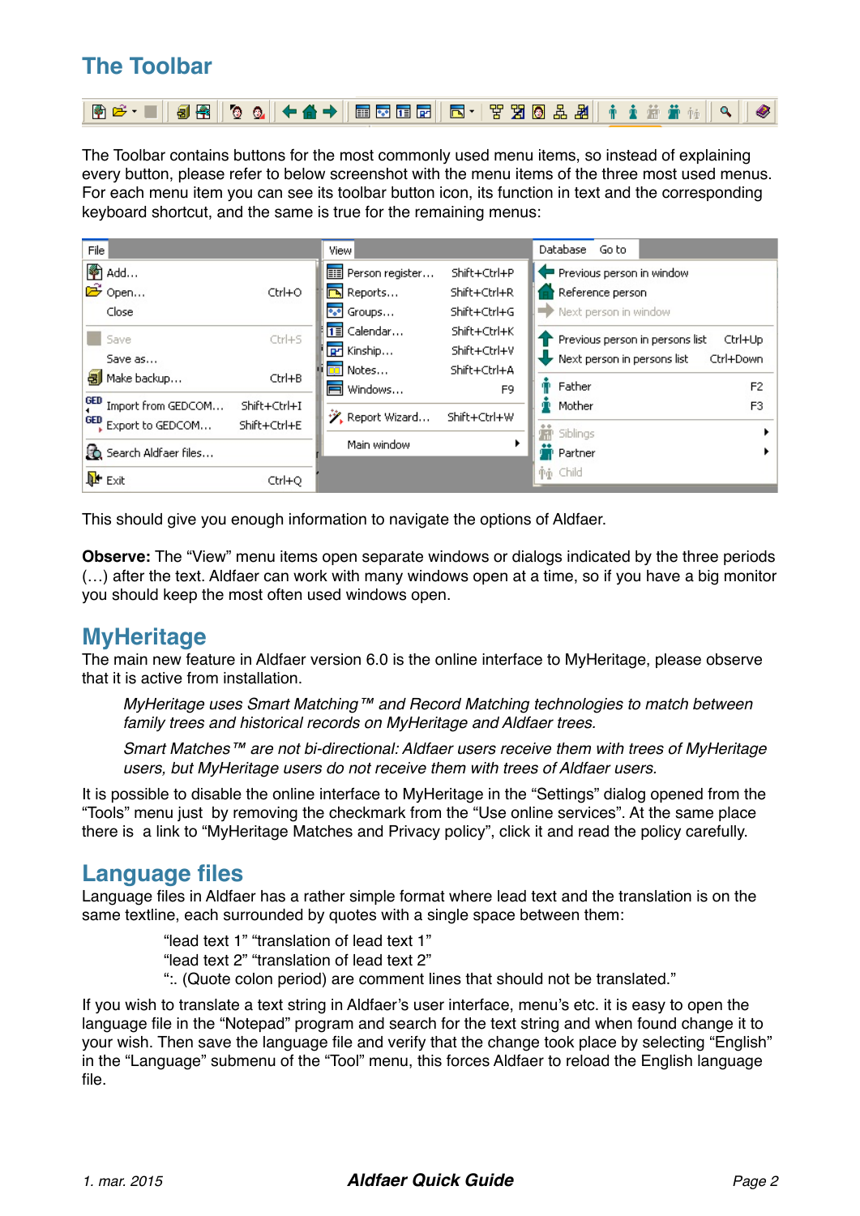# The Toolbar

The Toolbar contains buttons for the most commonly used menu items, so instead of explaining every button, please refer to below screenshot with the menu items of the three most used menus. For each menu item you can see its toolbar button icon, its function in text and the corresponding keyboard shortcut, and the same is true for the remaining menus:

This should give you enough information to navigate the options of Aldfaer.

**Observe:** The “View” menu items open separate windows or dialogs indicated by the three periods (…) after the text. Aldfaer can work with many windows open at a time, so if you have a big monitor you should keep the most often used windows open.

## MyHeritage

The main new feature in Aldfaer version 6.0 is the online interface to MyHeritage, please observe that it is active from installation.

> *MyHeritage uses Smart Matching™ and Record Matching technologies to match between family trees and historical records on MyHeritage and Aldfaer trees.*
>
> *Smart Matches™ are not bi-directional: Aldfaer users receive them with trees of MyHeritage users, but MyHeritage users do not receive them with trees of Aldfaer users.*

It is possible to disable the online interface to MyHeritage in the “Settings” dialog opened from the “Tools” menu just by removing the checkmark from the “Use online services”. At the same place there is a link to “MyHeritage Matches and Privacy policy”, click it and read the policy carefully.

## Language files

Language files in Aldfaer has a rather simple format where lead text and the translation is on the same textline, each surrounded by quotes with a single space between them:

> “lead text 1” “translation of lead text 1”
> “lead text 2” “translation of lead text 2”
> “:. (Quote colon period) are comment lines that should not be translated.”

If you wish to translate a text string in Aldfaer’s user interface, menu’s etc. it is easy to open the language file in the “Notepad” program and search for the text string and when found change it to your wish. Then save the language file and verify that the change took place by selecting “English” in the “Language” submenu of the “Tool” menu, this forces Aldfaer to reload the English language file.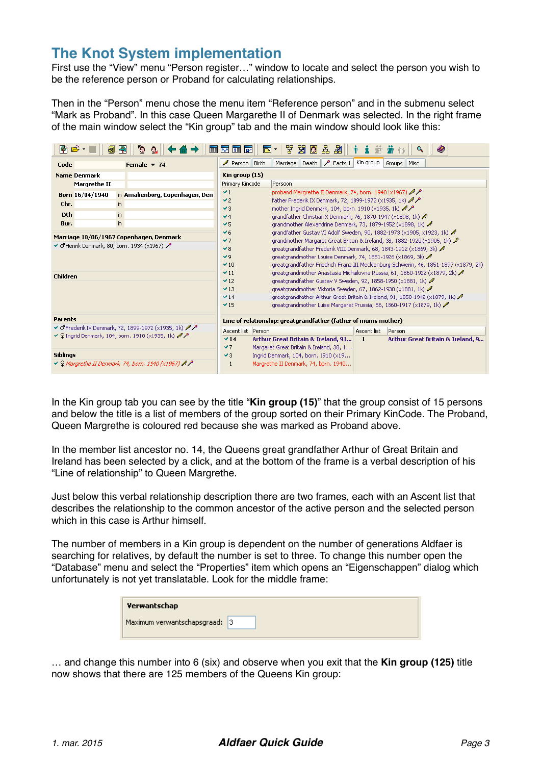# The Knot System implementation

First use the "View" menu "Person register…" window to locate and select the person you wish to be the reference person or Proband for calculating relationships.

Then in the "Person" menu chose the menu item "Reference person" and in the submenu select "Mark as Proband". In this case Queen Margarethe II of Denmark was selected. In the right frame of the main window select the "Kin group" tab and the main window should look like this:

In the Kin group tab you can see by the title "**Kin group (15)**" that the group consist of 15 persons and below the title is a list of members of the group sorted on their Primary KinCode. The Proband, Queen Margrethe is coloured red because she was marked as Proband above.

In the member list ancestor no. 14, the Queens great grandfather Arthur of Great Britain and Ireland has been selected by a click, and at the bottom of the frame is a verbal description of his "Line of relationship" to Queen Margrethe.

Just below this verbal relationship description there are two frames, each with an Ascent list that describes the relationship to the common ancestor of the active person and the selected person which in this case is Arthur himself.

The number of members in a Kin group is dependent on the number of generations Aldfaer is searching for relatives, by default the number is set to three. To change this number open the "Database" menu and select the "Properties" item which opens an "Eigenschappen" dialog which unfortunately is not yet translatable. Look for the middle frame:

… and change this number into 6 (six) and observe when you exit that the **Kin group (125)** title now shows that there are 125 members of the Queens Kin group: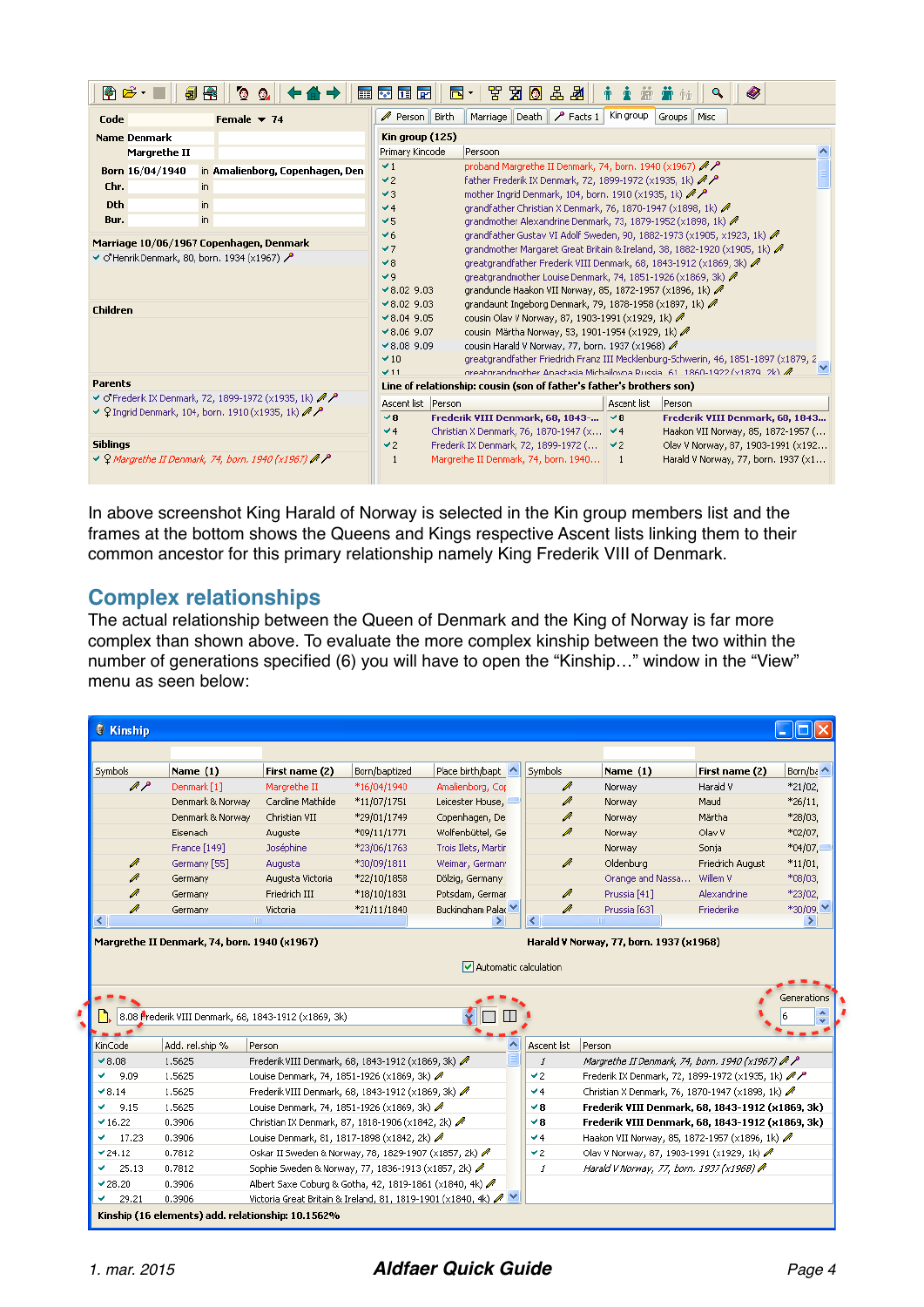In above screenshot King Harald of Norway is selected in the Kin group members list and the frames at the bottom shows the Queens and Kings respective Ascent lists linking them to their common ancestor for this primary relationship namely King Frederik VIII of Denmark.

## Complex relationships

The actual relationship between the Queen of Denmark and the King of Norway is far more complex than shown above. To evaluate the more complex kinship between the two within the number of generations specified (6) you will have to open the “Kinship…” window in the “View” menu as seen below: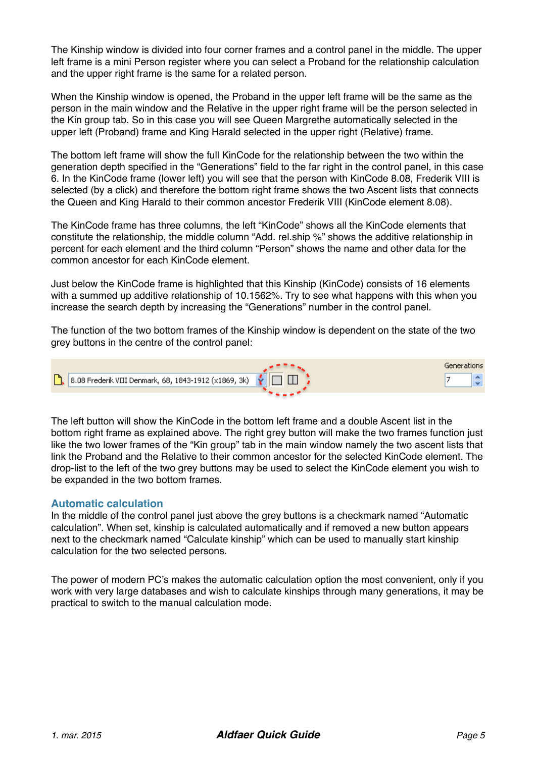The Kinship window is divided into four corner frames and a control panel in the middle. The upper left frame is a mini Person register where you can select a Proband for the relationship calculation and the upper right frame is the same for a related person.

When the Kinship window is opened, the Proband in the upper left frame will be the same as the person in the main window and the Relative in the upper right frame will be the person selected in the Kin group tab. So in this case you will see Queen Margrethe automatically selected in the upper left (Proband) frame and King Harald selected in the upper right (Relative) frame.

The bottom left frame will show the full KinCode for the relationship between the two within the generation depth specified in the "Generations" field to the far right in the control panel, in this case 6. In the KinCode frame (lower left) you will see that the person with KinCode 8.08, Frederik VIII is selected (by a click) and therefore the bottom right frame shows the two Ascent lists that connects the Queen and King Harald to their common ancestor Frederik VIII (KinCode element 8.08).

The KinCode frame has three columns, the left "KinCode" shows all the KinCode elements that constitute the relationship, the middle column "Add. rel.ship %" shows the additive relationship in percent for each element and the third column "Person" shows the name and other data for the common ancestor for each KinCode element.

Just below the KinCode frame is highlighted that this Kinship (KinCode) consists of 16 elements with a summed up additive relationship of 10.1562%. Try to see what happens with this when you increase the search depth by increasing the "Generations" number in the control panel.

The function of the two bottom frames of the Kinship window is dependent on the state of the two grey buttons in the centre of the control panel:

8.08 Frederik VIII Denmark, 68, 1843-1912 (x1869, 3k) Generations 7

The left button will show the KinCode in the bottom left frame and a double Ascent list in the bottom right frame as explained above. The right grey button will make the two frames function just like the two lower frames of the "Kin group" tab in the main window namely the two ascent lists that link the Proband and the Relative to their common ancestor for the selected KinCode element. The drop-list to the left of the two grey buttons may be used to select the KinCode element you wish to be expanded in the two bottom frames.

## Automatic calculation

In the middle of the control panel just above the grey buttons is a checkmark named "Automatic calculation". When set, kinship is calculated automatically and if removed a new button appears next to the checkmark named "Calculate kinship" which can be used to manually start kinship calculation for the two selected persons.

The power of modern PC's makes the automatic calculation option the most convenient, only if you work with very large databases and wish to calculate kinships through many generations, it may be practical to switch to the manual calculation mode.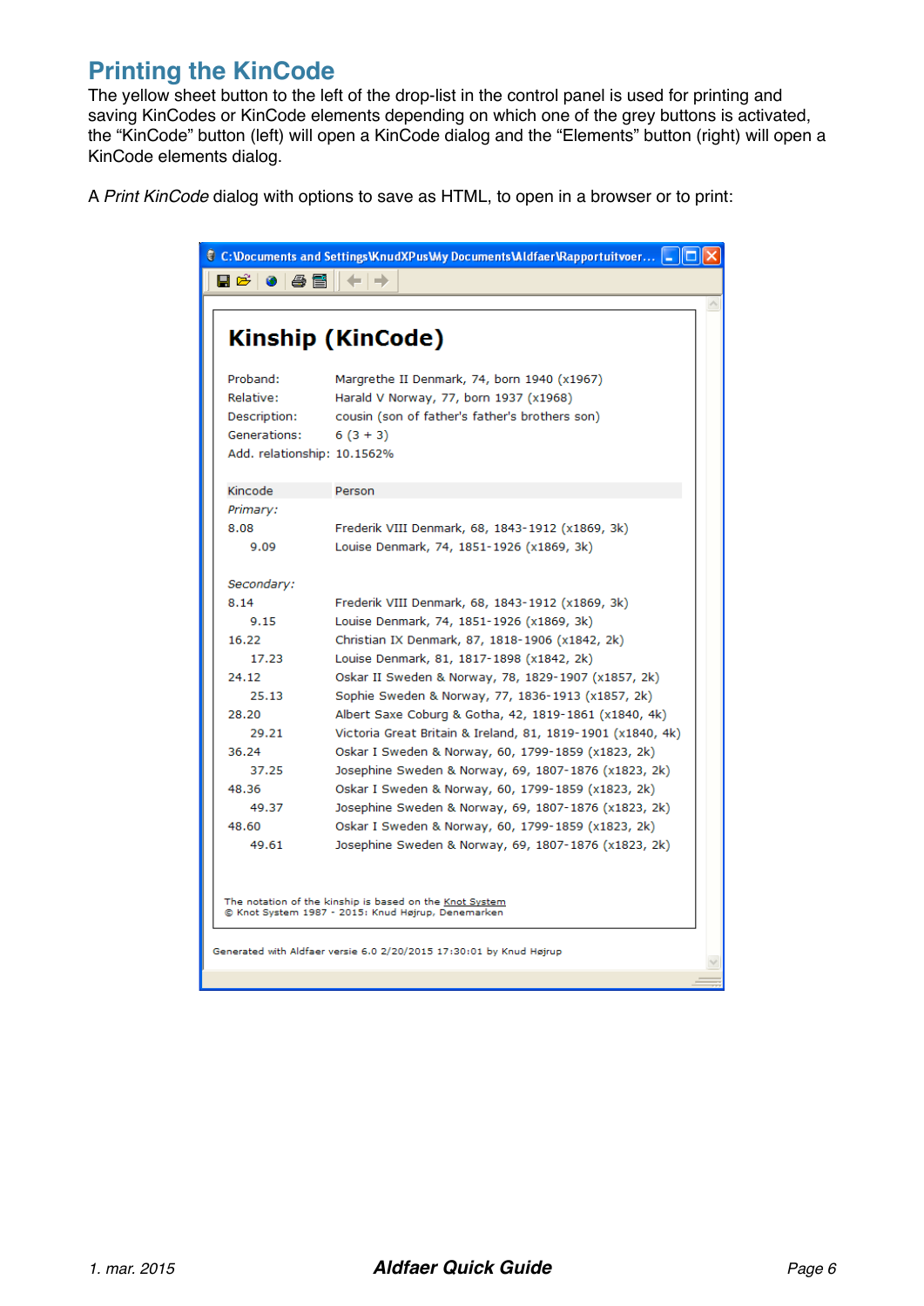## Printing the KinCode

The yellow sheet button to the left of the drop-list in the control panel is used for printing and saving KinCodes or KinCode elements depending on which one of the grey buttons is activated, the “KinCode” button (left) will open a KinCode dialog and the “Elements” button (right) will open a KinCode elements dialog.

A *Print KinCode* dialog with options to save as HTML, to open in a browser or to print:

C:\Documents and Settings\KnudXPus\My Documents\Aldfaer\Rapportuitvoer...

# Kinship (KinCode)

| | |
|---|---|
| Proband: | Margrethe II Denmark, 74, born 1940 (x1967) |
| Relative: | Harald V Norway, 77, born 1937 (x1968) |
| Description: | cousin (son of father's father's brothers son) |
| Generations: | 6 (3 + 3) |
| Add. relationship: | 10.1562% |

| Kincode | Person |
|---|---|
| *Primary:* | |
| 8.08 | Frederik VIII Denmark, 68, 1843-1912 (x1869, 3k) |
| 9.09 | Louise Denmark, 74, 1851-1926 (x1869, 3k) |
| | |
| *Secondary:* | |
| 8.14 | Frederik VIII Denmark, 68, 1843-1912 (x1869, 3k) |
| 9.15 | Louise Denmark, 74, 1851-1926 (x1869, 3k) |
| 16.22 | Christian IX Denmark, 87, 1818-1906 (x1842, 2k) |
| 17.23 | Louise Denmark, 81, 1817-1898 (x1842, 2k) |
| 24.12 | Oskar II Sweden & Norway, 78, 1829-1907 (x1857, 2k) |
| 25.13 | Sophie Sweden & Norway, 77, 1836-1913 (x1857, 2k) |
| 28.20 | Albert Saxe Coburg & Gotha, 42, 1819-1861 (x1840, 4k) |
| 29.21 | Victoria Great Britain & Ireland, 81, 1819-1901 (x1840, 4k) |
| 36.24 | Oskar I Sweden & Norway, 60, 1799-1859 (x1823, 2k) |
| 37.25 | Josephine Sweden & Norway, 69, 1807-1876 (x1823, 2k) |
| 48.36 | Oskar I Sweden & Norway, 60, 1799-1859 (x1823, 2k) |
| 49.37 | Josephine Sweden & Norway, 69, 1807-1876 (x1823, 2k) |
| 48.60 | Oskar I Sweden & Norway, 60, 1799-1859 (x1823, 2k) |
| 49.61 | Josephine Sweden & Norway, 69, 1807-1876 (x1823, 2k) |

The notation of the kinship is based on the Knot System
© Knot System 1987 - 2015: Knud Højrup, Denemarken

Generated with Aldfaer versie 6.0 2/20/2015 17:30:01 by Knud Højrup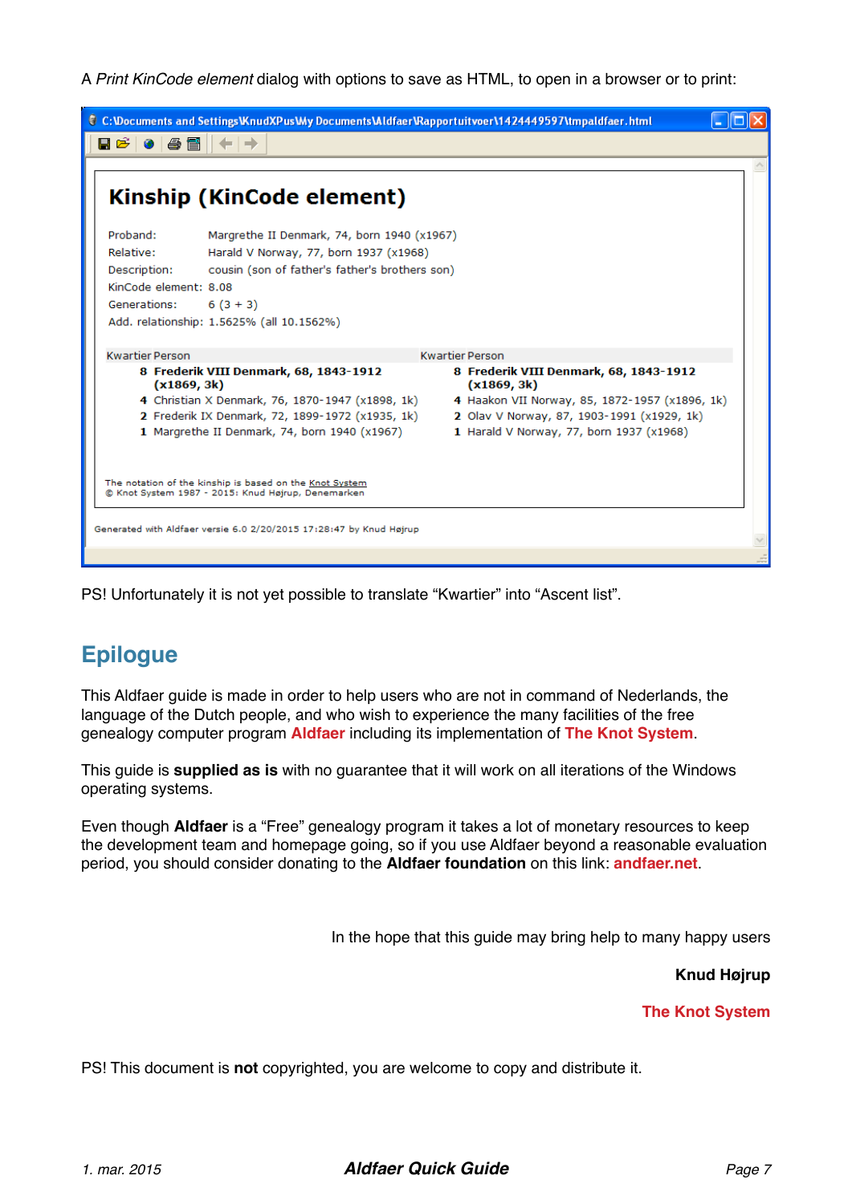A *Print KinCode element* dialog with options to save as HTML, to open in a browser or to print:

C:\Documents and Settings\KnudXPus\My Documents\Aldfaer\Rapportuitvoer\1424449597\tmpaldfaer.html

# Kinship (KinCode element)

Proband: Margrethe II Denmark, 74, born 1940 (x1967)
Relative: Harald V Norway, 77, born 1937 (x1968)
Description: cousin (son of father's father's brothers son)
KinCode element: 8.08
Generations: 6 (3 + 3)
Add. relationship: 1.5625% (all 10.1562%)

| Kwartier Person | Kwartier Person |
|---|---|
| **8 Frederik VIII Denmark, 68, 1843-1912 (x1869, 3k)** | **8 Frederik VIII Denmark, 68, 1843-1912 (x1869, 3k)** |
| 4 Christian X Denmark, 76, 1870-1947 (x1898, 1k) | 4 Haakon VII Norway, 85, 1872-1957 (x1896, 1k) |
| 2 Frederik IX Denmark, 72, 1899-1972 (x1935, 1k) | 2 Olav V Norway, 87, 1903-1991 (x1929, 1k) |
| 1 Margrethe II Denmark, 74, born 1940 (x1967) | 1 Harald V Norway, 77, born 1937 (x1968) |

The notation of the kinship is based on the Knot System
© Knot System 1987 - 2015: Knud Højrup, Denemarken

Generated with Aldfaer versie 6.0 2/20/2015 17:28:47 by Knud Højrup

PS! Unfortunately it is not yet possible to translate "Kwartier" into "Ascent list".

## Epilogue

This Aldfaer guide is made in order to help users who are not in command of Nederlands, the language of the Dutch people, and who wish to experience the many facilities of the free genealogy computer program **Aldfaer** including its implementation of **The Knot System**.

This guide is **supplied as is** with no guarantee that it will work on all iterations of the Windows operating systems.

Even though **Aldfaer** is a "Free" genealogy program it takes a lot of monetary resources to keep the development team and homepage going, so if you use Aldfaer beyond a reasonable evaluation period, you should consider donating to the **Aldfaer foundation** on this link: **andfaer.net**.

In the hope that this guide may bring help to many happy users

**Knud Højrup**

**The Knot System**

PS! This document is **not** copyrighted, you are welcome to copy and distribute it.